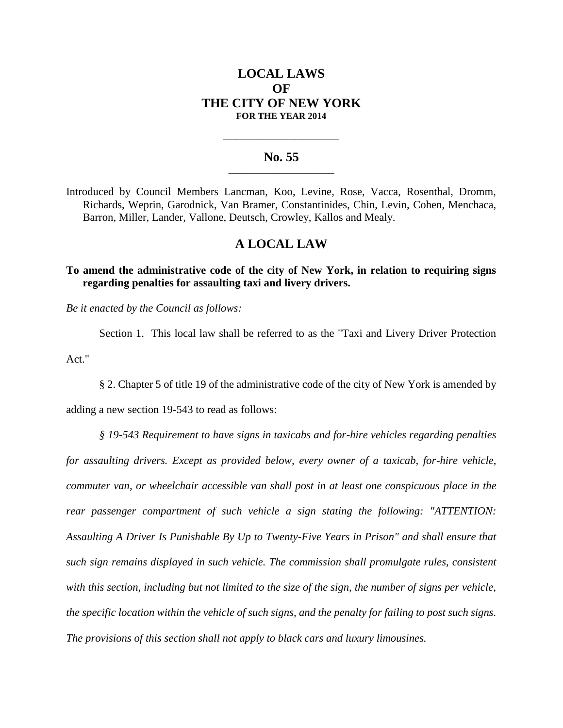# LOCAL LAWS
# OF
# THE CITY OF NEW YORK
**FOR THE YEAR 2014**

---

## No. 55

---

Introduced by Council Members Lancman, Koo, Levine, Rose, Vacca, Rosenthal, Dromm, Richards, Weprin, Garodnick, Van Bramer, Constantinides, Chin, Levin, Cohen, Menchaca, Barron, Miller, Lander, Vallone, Deutsch, Crowley, Kallos and Mealy.

## A LOCAL LAW

**To amend the administrative code of the city of New York, in relation to requiring signs regarding penalties for assaulting taxi and livery drivers.**

*Be it enacted by the Council as follows:*

Section 1. This local law shall be referred to as the "Taxi and Livery Driver Protection Act."

§ 2. Chapter 5 of title 19 of the administrative code of the city of New York is amended by adding a new section 19-543 to read as follows:

*§ 19-543 Requirement to have signs in taxicabs and for-hire vehicles regarding penalties for assaulting drivers. Except as provided below, every owner of a taxicab, for-hire vehicle, commuter van, or wheelchair accessible van shall post in at least one conspicuous place in the rear passenger compartment of such vehicle a sign stating the following: "ATTENTION: Assaulting A Driver Is Punishable By Up to Twenty-Five Years in Prison" and shall ensure that such sign remains displayed in such vehicle. The commission shall promulgate rules, consistent with this section, including but not limited to the size of the sign, the number of signs per vehicle, the specific location within the vehicle of such signs, and the penalty for failing to post such signs. The provisions of this section shall not apply to black cars and luxury limousines.*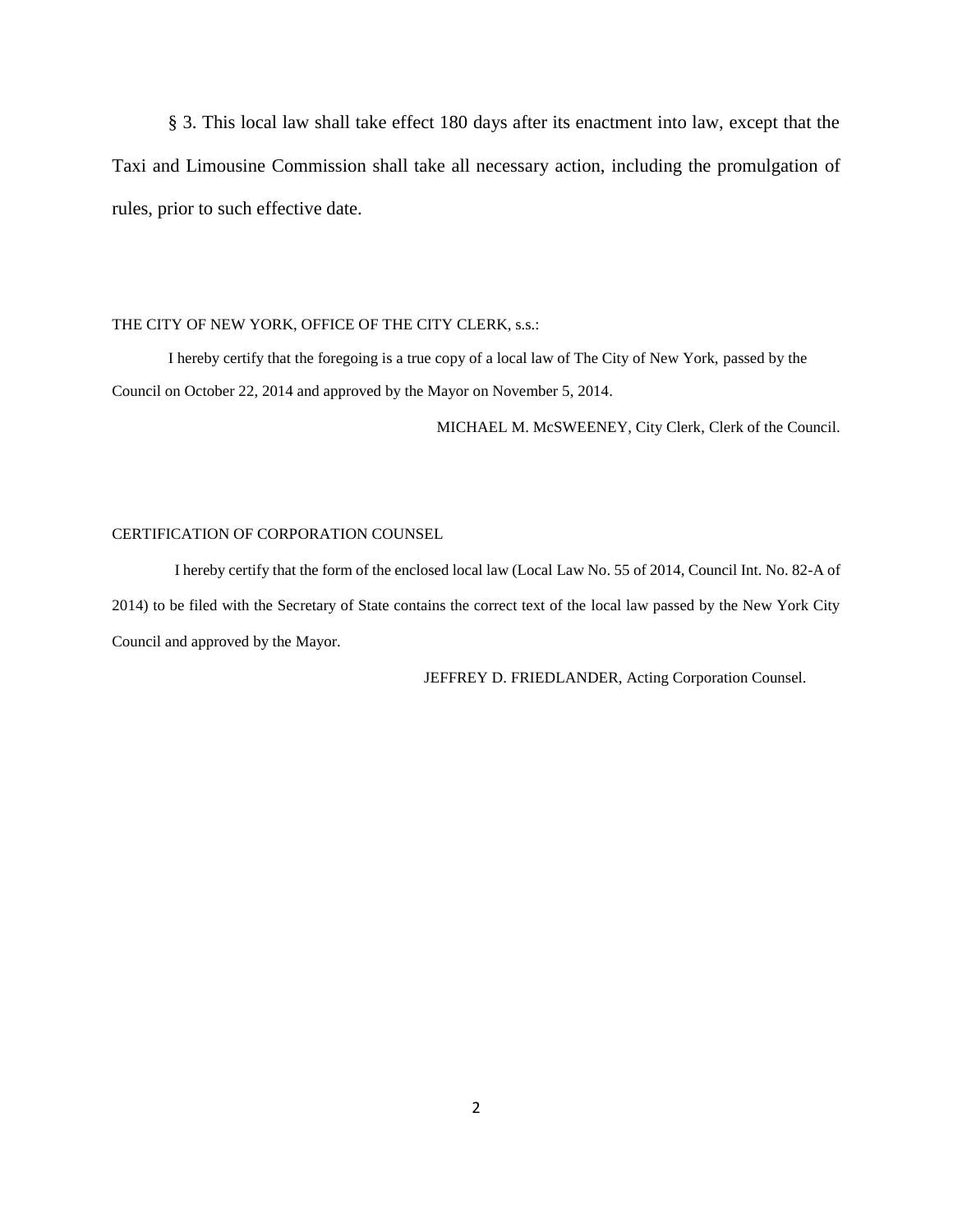§ 3. This local law shall take effect 180 days after its enactment into law, except that the Taxi and Limousine Commission shall take all necessary action, including the promulgation of rules, prior to such effective date.

THE CITY OF NEW YORK, OFFICE OF THE CITY CLERK, s.s.:

I hereby certify that the foregoing is a true copy of a local law of The City of New York, passed by the Council on October 22, 2014 and approved by the Mayor on November 5, 2014.

MICHAEL M. McSWEENEY, City Clerk, Clerk of the Council.

CERTIFICATION OF CORPORATION COUNSEL

I hereby certify that the form of the enclosed local law (Local Law No. 55 of 2014, Council Int. No. 82-A of 2014) to be filed with the Secretary of State contains the correct text of the local law passed by the New York City Council and approved by the Mayor.

JEFFREY D. FRIEDLANDER, Acting Corporation Counsel.